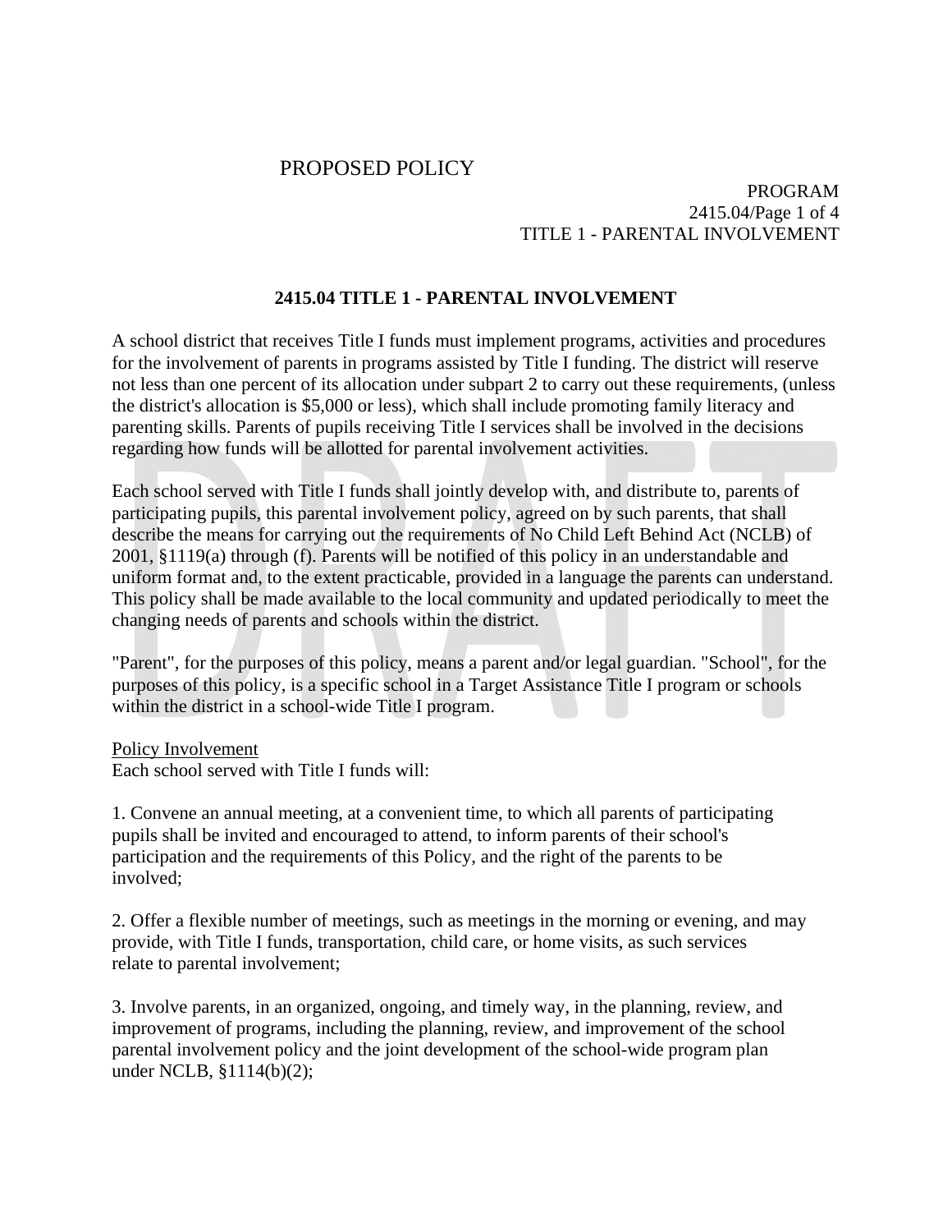PROPOSED POLICY

PROGRAM
2415.04
TITLE 1 - PARENTAL INVOLVEMENT

# 2415.04 TITLE 1 - PARENTAL INVOLVEMENT

A school district that receives Title I funds must implement programs, activities and procedures for the involvement of parents in programs assisted by Title I funding. The district will reserve not less than one percent of its allocation under subpart 2 to carry out these requirements, (unless the district's allocation is $5,000 or less), which shall include promoting family literacy and parenting skills. Parents of pupils receiving Title I services shall be involved in the decisions regarding how funds will be allotted for parental involvement activities.

Each school served with Title I funds shall jointly develop with, and distribute to, parents of participating pupils, this parental involvement policy, agreed on by such parents, that shall describe the means for carrying out the requirements of No Child Left Behind Act (NCLB) of 2001, §1119(a) through (f). Parents will be notified of this policy in an understandable and uniform format and, to the extent practicable, provided in a language the parents can understand. This policy shall be made available to the local community and updated periodically to meet the changing needs of parents and schools within the district.

"Parent", for the purposes of this policy, means a parent and/or legal guardian. "School", for the purposes of this policy, is a specific school in a Target Assistance Title I program or schools within the district in a school-wide Title I program.

Policy Involvement

Each school served with Title I funds will:

1. Convene an annual meeting, at a convenient time, to which all parents of participating pupils shall be invited and encouraged to attend, to inform parents of their school's participation and the requirements of this Policy, and the right of the parents to be involved;

2. Offer a flexible number of meetings, such as meetings in the morning or evening, and may provide, with Title I funds, transportation, child care, or home visits, as such services relate to parental involvement;

3. Involve parents, in an organized, ongoing, and timely way, in the planning, review, and improvement of programs, including the planning, review, and improvement of the school parental involvement policy and the joint development of the school-wide program plan under NCLB, §1114(b)(2);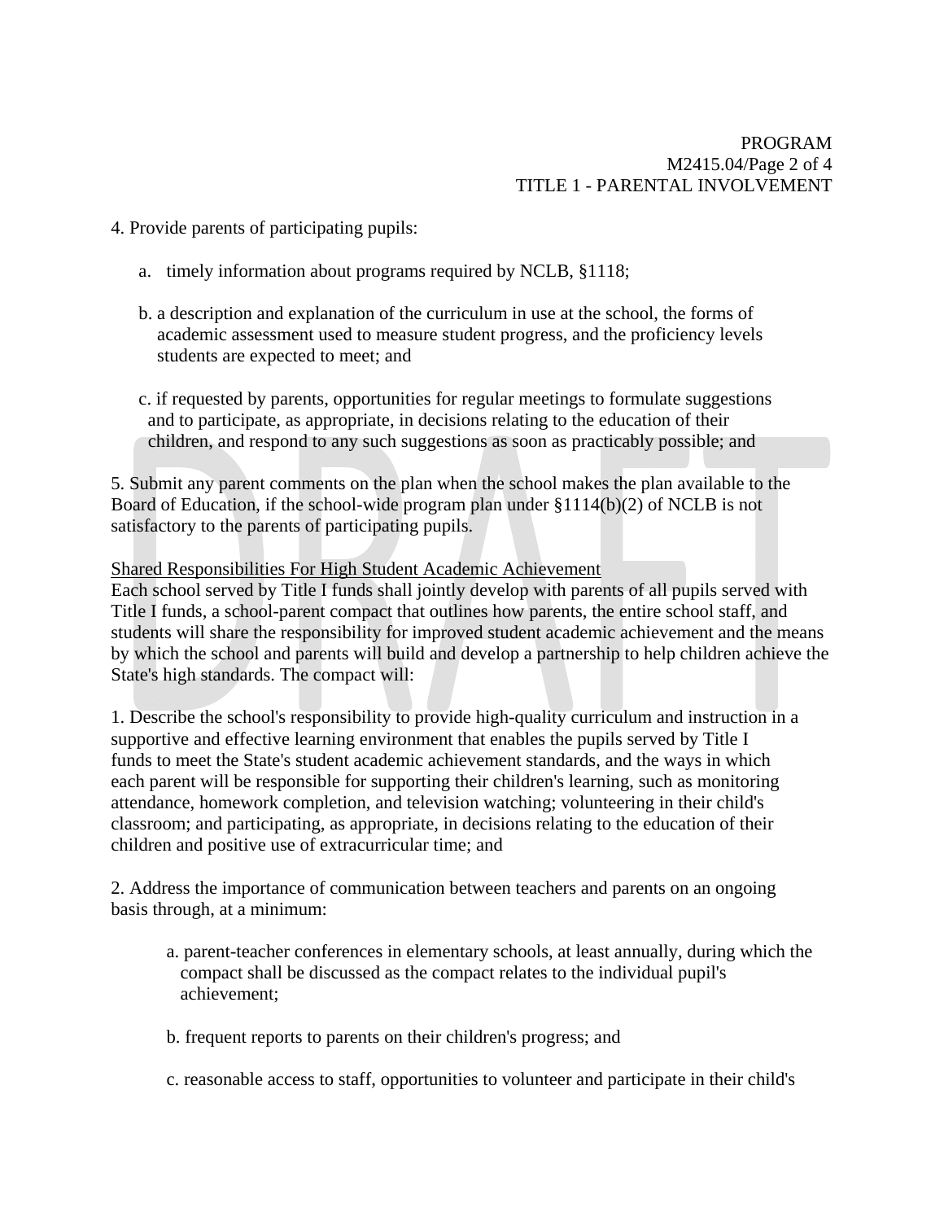4. Provide parents of participating pupils:

   a. timely information about programs required by NCLB, §1118;

   b. a description and explanation of the curriculum in use at the school, the forms of academic assessment used to measure student progress, and the proficiency levels students are expected to meet; and

   c. if requested by parents, opportunities for regular meetings to formulate suggestions and to participate, as appropriate, in decisions relating to the education of their children, and respond to any such suggestions as soon as practicably possible; and

5. Submit any parent comments on the plan when the school makes the plan available to the Board of Education, if the school-wide program plan under §1114(b)(2) of NCLB is not satisfactory to the parents of participating pupils.

<u>Shared Responsibilities For High Student Academic Achievement</u>

Each school served by Title I funds shall jointly develop with parents of all pupils served with Title I funds, a school-parent compact that outlines how parents, the entire school staff, and students will share the responsibility for improved student academic achievement and the means by which the school and parents will build and develop a partnership to help children achieve the State's high standards. The compact will:

1. Describe the school's responsibility to provide high-quality curriculum and instruction in a supportive and effective learning environment that enables the pupils served by Title I funds to meet the State's student academic achievement standards, and the ways in which each parent will be responsible for supporting their children's learning, such as monitoring attendance, homework completion, and television watching; volunteering in their child's classroom; and participating, as appropriate, in decisions relating to the education of their children and positive use of extracurricular time; and

2. Address the importance of communication between teachers and parents on an ongoing basis through, at a minimum:

   a. parent-teacher conferences in elementary schools, at least annually, during which the compact shall be discussed as the compact relates to the individual pupil's achievement;

   b. frequent reports to parents on their children's progress; and

   c. reasonable access to staff, opportunities to volunteer and participate in their child's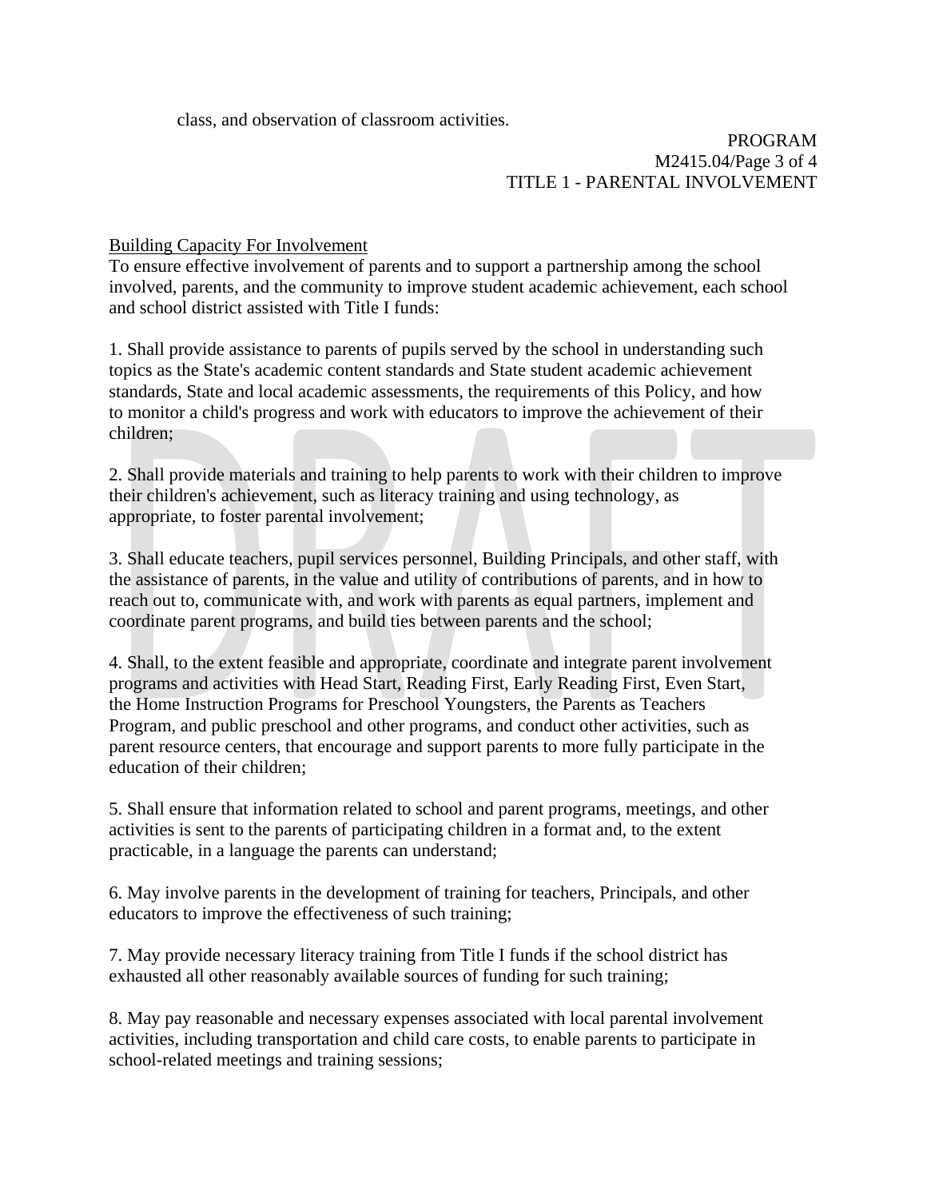class, and observation of classroom activities.

Building Capacity For Involvement

To ensure effective involvement of parents and to support a partnership among the school involved, parents, and the community to improve student academic achievement, each school and school district assisted with Title I funds:

1. Shall provide assistance to parents of pupils served by the school in understanding such topics as the State's academic content standards and State student academic achievement standards, State and local academic assessments, the requirements of this Policy, and how to monitor a child's progress and work with educators to improve the achievement of their children;

2. Shall provide materials and training to help parents to work with their children to improve their children's achievement, such as literacy training and using technology, as appropriate, to foster parental involvement;

3. Shall educate teachers, pupil services personnel, Building Principals, and other staff, with the assistance of parents, in the value and utility of contributions of parents, and in how to reach out to, communicate with, and work with parents as equal partners, implement and coordinate parent programs, and build ties between parents and the school;

4. Shall, to the extent feasible and appropriate, coordinate and integrate parent involvement programs and activities with Head Start, Reading First, Early Reading First, Even Start, the Home Instruction Programs for Preschool Youngsters, the Parents as Teachers Program, and public preschool and other programs, and conduct other activities, such as parent resource centers, that encourage and support parents to more fully participate in the education of their children;

5. Shall ensure that information related to school and parent programs, meetings, and other activities is sent to the parents of participating children in a format and, to the extent practicable, in a language the parents can understand;

6. May involve parents in the development of training for teachers, Principals, and other educators to improve the effectiveness of such training;

7. May provide necessary literacy training from Title I funds if the school district has exhausted all other reasonably available sources of funding for such training;

8. May pay reasonable and necessary expenses associated with local parental involvement activities, including transportation and child care costs, to enable parents to participate in school-related meetings and training sessions;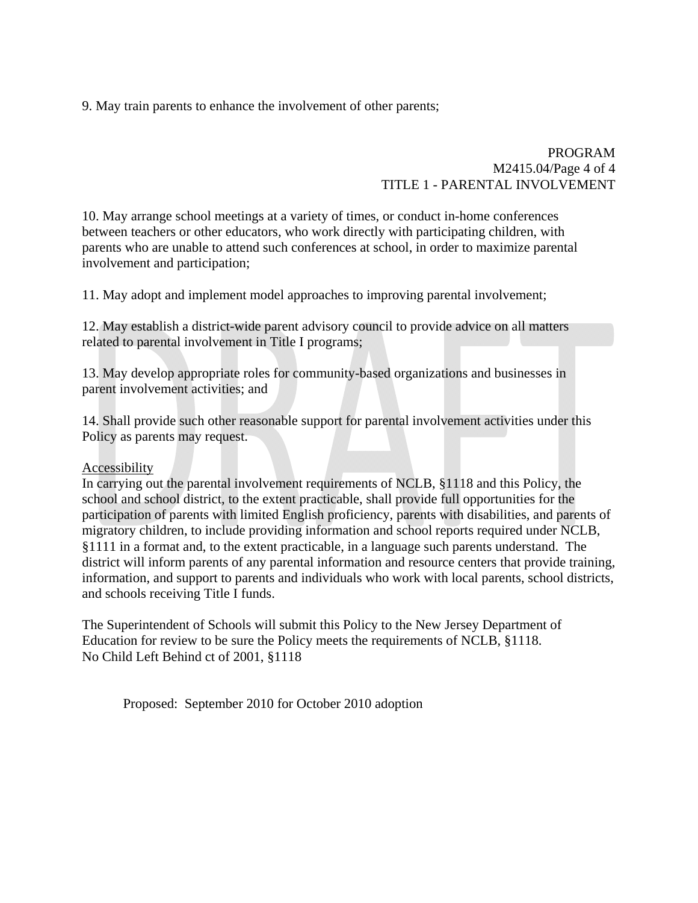9. May train parents to enhance the involvement of other parents;

10. May arrange school meetings at a variety of times, or conduct in-home conferences between teachers or other educators, who work directly with participating children, with parents who are unable to attend such conferences at school, in order to maximize parental involvement and participation;

11. May adopt and implement model approaches to improving parental involvement;

12. May establish a district-wide parent advisory council to provide advice on all matters related to parental involvement in Title I programs;

13. May develop appropriate roles for community-based organizations and businesses in parent involvement activities; and

14. Shall provide such other reasonable support for parental involvement activities under this Policy as parents may request.

Accessibility

In carrying out the parental involvement requirements of NCLB, §1118 and this Policy, the school and school district, to the extent practicable, shall provide full opportunities for the participation of parents with limited English proficiency, parents with disabilities, and parents of migratory children, to include providing information and school reports required under NCLB, §1111 in a format and, to the extent practicable, in a language such parents understand. The district will inform parents of any parental information and resource centers that provide training, information, and support to parents and individuals who work with local parents, school districts, and schools receiving Title I funds.

The Superintendent of Schools will submit this Policy to the New Jersey Department of Education for review to be sure the Policy meets the requirements of NCLB, §1118.
No Child Left Behind ct of 2001, §1118

Proposed: September 2010 for October 2010 adoption